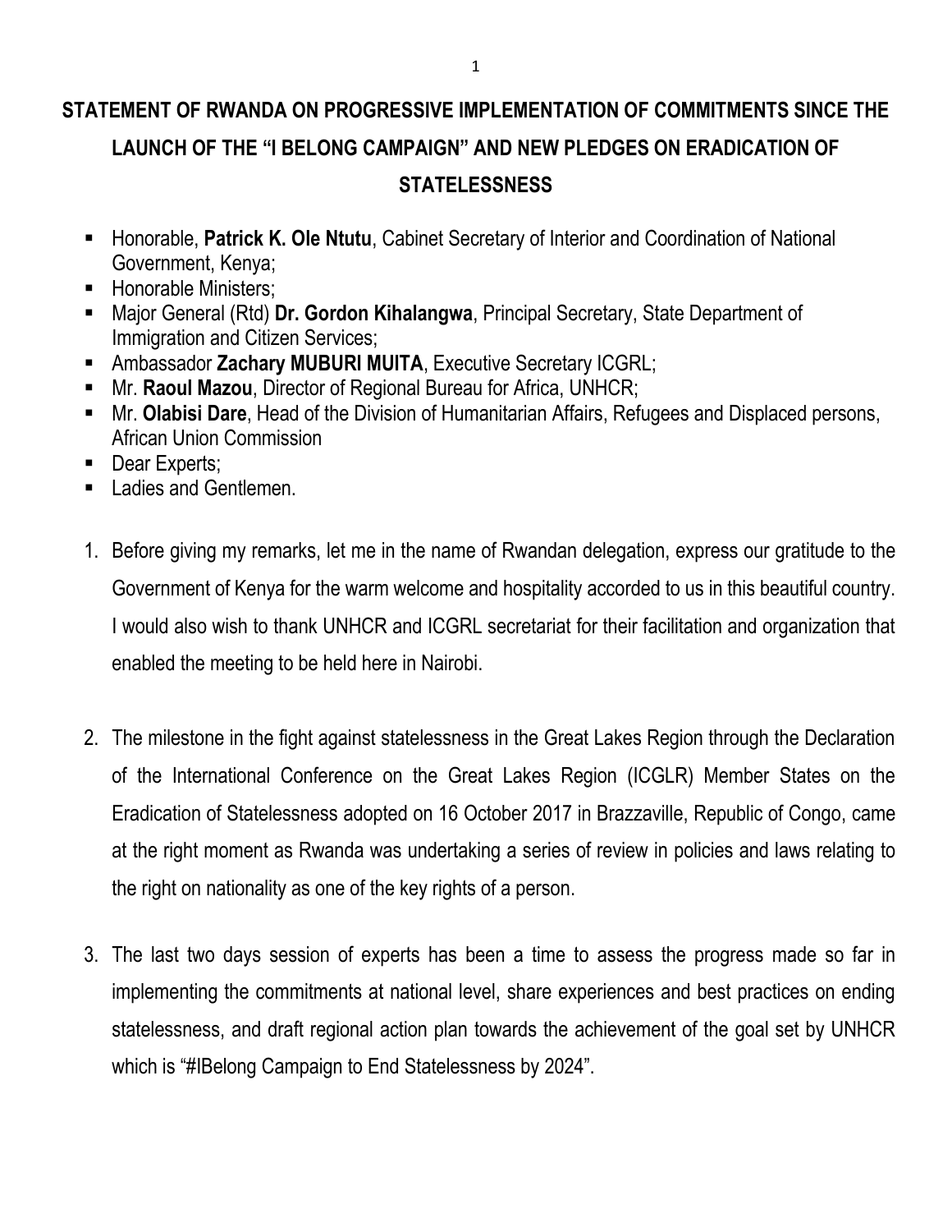# STATEMENT OF RWANDA ON PROGRESSIVE IMPLEMENTATION OF COMMITMENTS SINCE THE LAUNCH OF THE "I BELONG CAMPAIGN" AND NEW PLEDGES ON ERADICATION OF STATELESSNESS

- Honorable, **Patrick K. Ole Ntutu**, Cabinet Secretary of Interior and Coordination of National Government, Kenya;
- Honorable Ministers;
- Major General (Rtd) **Dr. Gordon Kihalangwa**, Principal Secretary, State Department of Immigration and Citizen Services;
- Ambassador **Zachary MUBURI MUITA**, Executive Secretary ICGRL;
- Mr. **Raoul Mazou**, Director of Regional Bureau for Africa, UNHCR;
- Mr. **Olabisi Dare**, Head of the Division of Humanitarian Affairs, Refugees and Displaced persons, African Union Commission
- Dear Experts;
- Ladies and Gentlemen.

1. Before giving my remarks, let me in the name of Rwandan delegation, express our gratitude to the Government of Kenya for the warm welcome and hospitality accorded to us in this beautiful country. I would also wish to thank UNHCR and ICGRL secretariat for their facilitation and organization that enabled the meeting to be held here in Nairobi.

2. The milestone in the fight against statelessness in the Great Lakes Region through the Declaration of the International Conference on the Great Lakes Region (ICGLR) Member States on the Eradication of Statelessness adopted on 16 October 2017 in Brazzaville, Republic of Congo, came at the right moment as Rwanda was undertaking a series of review in policies and laws relating to the right on nationality as one of the key rights of a person.

3. The last two days session of experts has been a time to assess the progress made so far in implementing the commitments at national level, share experiences and best practices on ending statelessness, and draft regional action plan towards the achievement of the goal set by UNHCR which is "#IBelong Campaign to End Statelessness by 2024".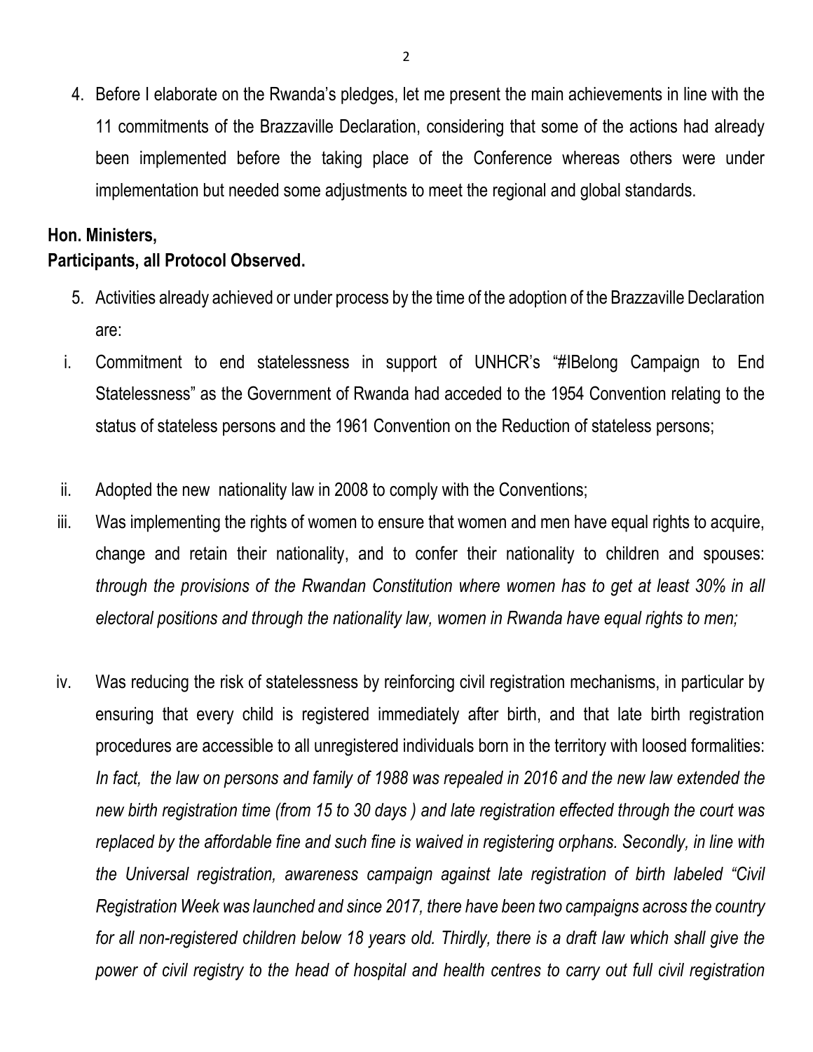4. Before I elaborate on the Rwanda's pledges, let me present the main achievements in line with the 11 commitments of the Brazzaville Declaration, considering that some of the actions had already been implemented before the taking place of the Conference whereas others were under implementation but needed some adjustments to meet the regional and global standards.

**Hon. Ministers,**
**Participants, all Protocol Observed.**

5. Activities already achieved or under process by the time of the adoption of the Brazzaville Declaration are:

i. Commitment to end statelessness in support of UNHCR's "#IBelong Campaign to End Statelessness" as the Government of Rwanda had acceded to the 1954 Convention relating to the status of stateless persons and the 1961 Convention on the Reduction of stateless persons;

ii. Adopted the new nationality law in 2008 to comply with the Conventions;

iii. Was implementing the rights of women to ensure that women and men have equal rights to acquire, change and retain their nationality, and to confer their nationality to children and spouses: *through the provisions of the Rwandan Constitution where women has to get at least 30% in all electoral positions and through the nationality law, women in Rwanda have equal rights to men;*

iv. Was reducing the risk of statelessness by reinforcing civil registration mechanisms, in particular by ensuring that every child is registered immediately after birth, and that late birth registration procedures are accessible to all unregistered individuals born in the territory with loosed formalities: *In fact, the law on persons and family of 1988 was repealed in 2016 and the new law extended the new birth registration time (from 15 to 30 days ) and late registration effected through the court was replaced by the affordable fine and such fine is waived in registering orphans. Secondly, in line with the Universal registration, awareness campaign against late registration of birth labeled "Civil Registration Week was launched and since 2017, there have been two campaigns across the country for all non-registered children below 18 years old. Thirdly, there is a draft law which shall give the power of civil registry to the head of hospital and health centres to carry out full civil registration*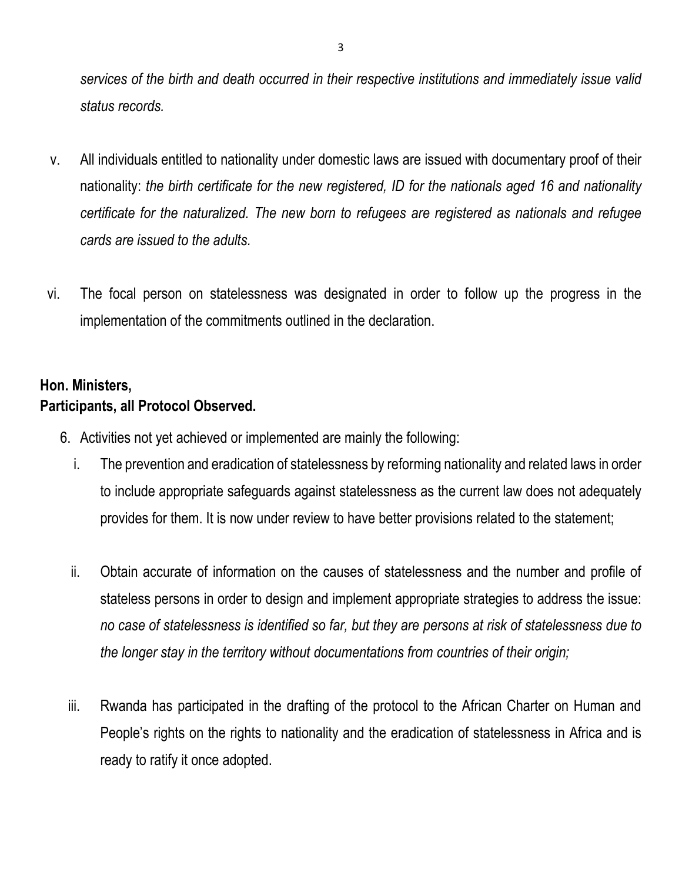*services of the birth and death occurred in their respective institutions and immediately issue valid status records.*

v. All individuals entitled to nationality under domestic laws are issued with documentary proof of their nationality: *the birth certificate for the new registered, ID for the nationals aged 16 and nationality certificate for the naturalized. The new born to refugees are registered as nationals and refugee cards are issued to the adults.*

vi. The focal person on statelessness was designated in order to follow up the progress in the implementation of the commitments outlined in the declaration.

**Hon. Ministers,**
**Participants, all Protocol Observed.**

6. Activities not yet achieved or implemented are mainly the following:

   i. The prevention and eradication of statelessness by reforming nationality and related laws in order to include appropriate safeguards against statelessness as the current law does not adequately provides for them. It is now under review to have better provisions related to the statement;

   ii. Obtain accurate of information on the causes of statelessness and the number and profile of stateless persons in order to design and implement appropriate strategies to address the issue: *no case of statelessness is identified so far, but they are persons at risk of statelessness due to the longer stay in the territory without documentations from countries of their origin;*

   iii. Rwanda has participated in the drafting of the protocol to the African Charter on Human and People's rights on the rights to nationality and the eradication of statelessness in Africa and is ready to ratify it once adopted.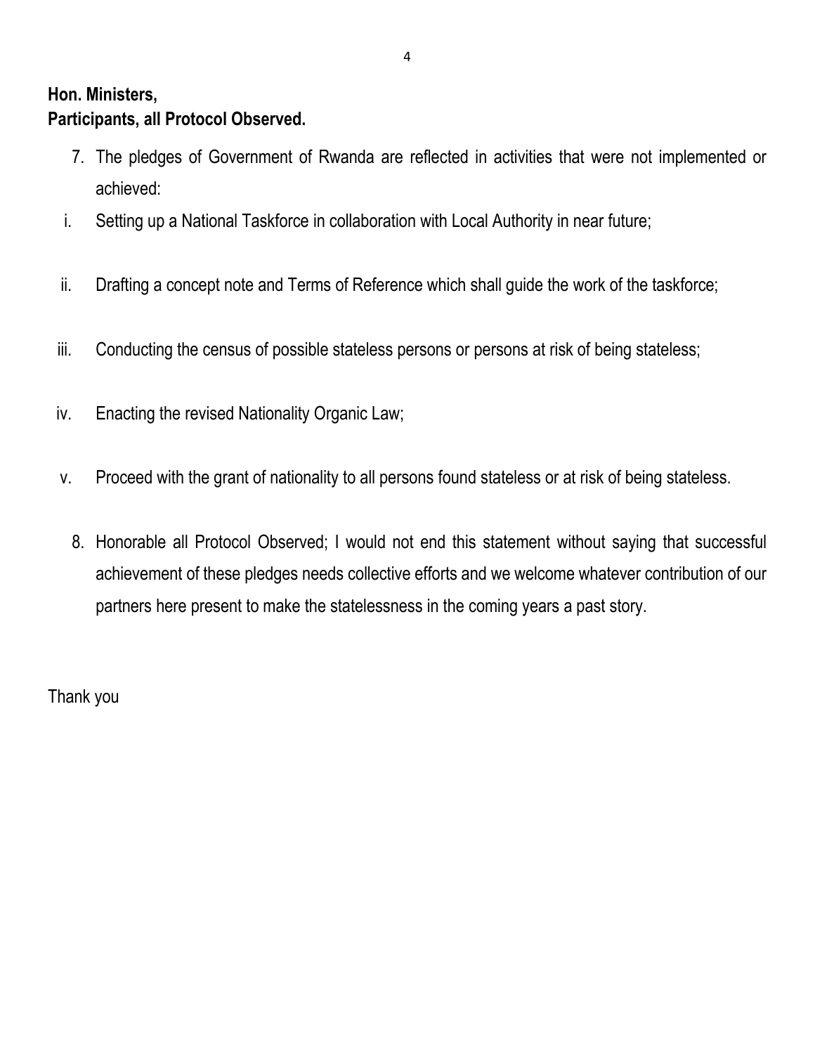**Hon. Ministers,**
**Participants, all Protocol Observed.**

7. The pledges of Government of Rwanda are reflected in activities that were not implemented or achieved:

i. Setting up a National Taskforce in collaboration with Local Authority in near future;

ii. Drafting a concept note and Terms of Reference which shall guide the work of the taskforce;

iii. Conducting the census of possible stateless persons or persons at risk of being stateless;

iv. Enacting the revised Nationality Organic Law;

v. Proceed with the grant of nationality to all persons found stateless or at risk of being stateless.

8. Honorable all Protocol Observed; I would not end this statement without saying that successful achievement of these pledges needs collective efforts and we welcome whatever contribution of our partners here present to make the statelessness in the coming years a past story.

Thank you